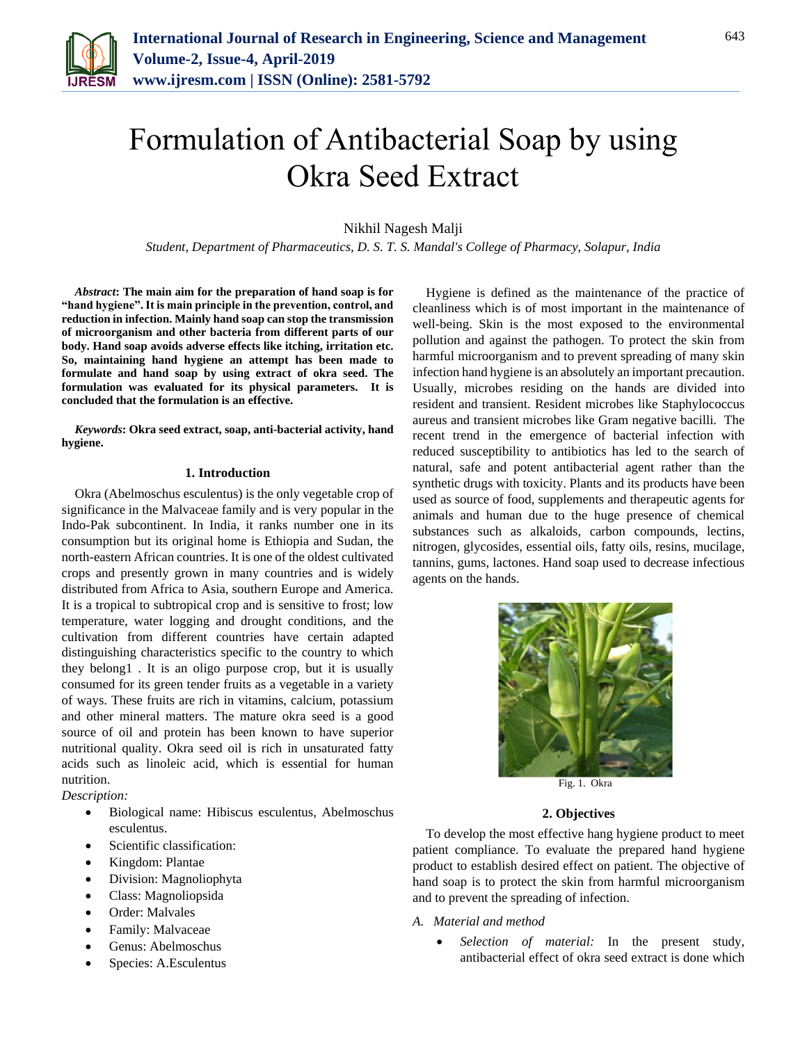# Formulation of Antibacterial Soap by using Okra Seed Extract

Nikhil Nagesh Malji

*Student, Department of Pharmaceutics, D. S. T. S. Mandal's College of Pharmacy, Solapur, India*

***Abstract*: The main aim for the preparation of hand soap is for "hand hygiene". It is main principle in the prevention, control, and reduction in infection. Mainly hand soap can stop the transmission of microorganism and other bacteria from different parts of our body. Hand soap avoids adverse effects like itching, irritation etc. So, maintaining hand hygiene an attempt has been made to formulate and hand soap by using extract of okra seed. The formulation was evaluated for its physical parameters. It is concluded that the formulation is an effective.**

***Keywords*: Okra seed extract, soap, anti-bacterial activity, hand hygiene.**

## 1. Introduction

Okra (Abelmoschus esculentus) is the only vegetable crop of significance in the Malvaceae family and is very popular in the Indo-Pak subcontinent. In India, it ranks number one in its consumption but its original home is Ethiopia and Sudan, the north-eastern African countries. It is one of the oldest cultivated crops and presently grown in many countries and is widely distributed from Africa to Asia, southern Europe and America. It is a tropical to subtropical crop and is sensitive to frost; low temperature, water logging and drought conditions, and the cultivation from different countries have certain adapted distinguishing characteristics specific to the country to which they belong1 . It is an oligo purpose crop, but it is usually consumed for its green tender fruits as a vegetable in a variety of ways. These fruits are rich in vitamins, calcium, potassium and other mineral matters. The mature okra seed is a good source of oil and protein has been known to have superior nutritional quality. Okra seed oil is rich in unsaturated fatty acids such as linoleic acid, which is essential for human nutrition.

*Description:*

- Biological name: Hibiscus esculentus, Abelmoschus esculentus.
- Scientific classification:
- Kingdom: Plantae
- Division: Magnoliophyta
- Class: Magnoliopsida
- Order: Malvales
- Family: Malvaceae
- Genus: Abelmoschus
- Species: A.Esculentus

Hygiene is defined as the maintenance of the practice of cleanliness which is of most important in the maintenance of well-being. Skin is the most exposed to the environmental pollution and against the pathogen. To protect the skin from harmful microorganism and to prevent spreading of many skin infection hand hygiene is an absolutely an important precaution. Usually, microbes residing on the hands are divided into resident and transient. Resident microbes like Staphylococcus aureus and transient microbes like Gram negative bacilli. The recent trend in the emergence of bacterial infection with reduced susceptibility to antibiotics has led to the search of natural, safe and potent antibacterial agent rather than the synthetic drugs with toxicity. Plants and its products have been used as source of food, supplements and therapeutic agents for animals and human due to the huge presence of chemical substances such as alkaloids, carbon compounds, lectins, nitrogen, glycosides, essential oils, fatty oils, resins, mucilage, tannins, gums, lactones. Hand soap used to decrease infectious agents on the hands.

Fig. 1. Okra

## 2. Objectives

To develop the most effective hang hygiene product to meet patient compliance. To evaluate the prepared hand hygiene product to establish desired effect on patient. The objective of hand soap is to protect the skin from harmful microorganism and to prevent the spreading of infection.

*A. Material and method*

- *Selection of material:* In the present study, antibacterial effect of okra seed extract is done which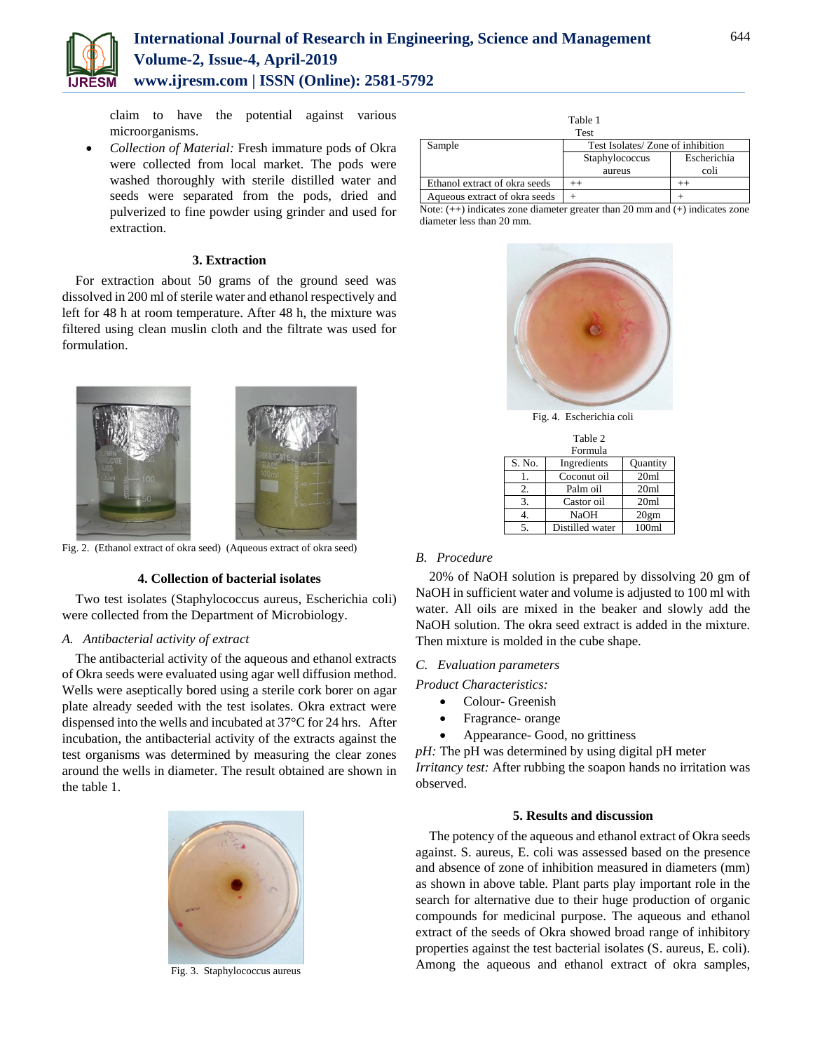claim to have the potential against various microorganisms.

- *Collection of Material:* Fresh immature pods of Okra were collected from local market. The pods were washed thoroughly with sterile distilled water and seeds were separated from the pods, dried and pulverized to fine powder using grinder and used for extraction.

## 3. Extraction

For extraction about 50 grams of the ground seed was dissolved in 200 ml of sterile water and ethanol respectively and left for 48 h at room temperature. After 48 h, the mixture was filtered using clean muslin cloth and the filtrate was used for formulation.

Fig. 2. (Ethanol extract of okra seed) (Aqueous extract of okra seed)

## 4. Collection of bacterial isolates

Two test isolates (Staphylococcus aureus, Escherichia coli) were collected from the Department of Microbiology.

### *A. Antibacterial activity of extract*

The antibacterial activity of the aqueous and ethanol extracts of Okra seeds were evaluated using agar well diffusion method. Wells were aseptically bored using a sterile cork borer on agar plate already seeded with the test isolates. Okra extract were dispensed into the wells and incubated at 37°C for 24 hrs. After incubation, the antibacterial activity of the extracts against the test organisms was determined by measuring the clear zones around the wells in diameter. The result obtained are shown in the table 1.

Fig. 3. Staphylococcus aureus

Table 1
Test

| Sample | Test Isolates/ Zone of inhibition | |
|---|---|---|
| | Staphylococcus aureus | Escherichia coli |
| Ethanol extract of okra seeds | ++ | ++ |
| Aqueous extract of okra seeds | + | + |

Note: (++) indicates zone diameter greater than 20 mm and (+) indicates zone diameter less than 20 mm.

Fig. 4. Escherichia coli

Table 2
Formula

| S. No. | Ingredients | Quantity |
|---|---|---|
| 1. | Coconut oil | 20ml |
| 2. | Palm oil | 20ml |
| 3. | Castor oil | 20ml |
| 4. | NaOH | 20gm |
| 5. | Distilled water | 100ml |

### *B. Procedure*

20% of NaOH solution is prepared by dissolving 20 gm of NaOH in sufficient water and volume is adjusted to 100 ml with water. All oils are mixed in the beaker and slowly add the NaOH solution. The okra seed extract is added in the mixture. Then mixture is molded in the cube shape.

### *C. Evaluation parameters*

*Product Characteristics:*

- Colour- Greenish
- Fragrance- orange
- Appearance- Good, no grittiness

*pH:* The pH was determined by using digital pH meter

*Irritancy test:* After rubbing the soapon hands no irritation was observed.

## 5. Results and discussion

The potency of the aqueous and ethanol extract of Okra seeds against. S. aureus, E. coli was assessed based on the presence and absence of zone of inhibition measured in diameters (mm) as shown in above table. Plant parts play important role in the search for alternative due to their huge production of organic compounds for medicinal purpose. The aqueous and ethanol extract of the seeds of Okra showed broad range of inhibitory properties against the test bacterial isolates (S. aureus, E. coli). Among the aqueous and ethanol extract of okra samples,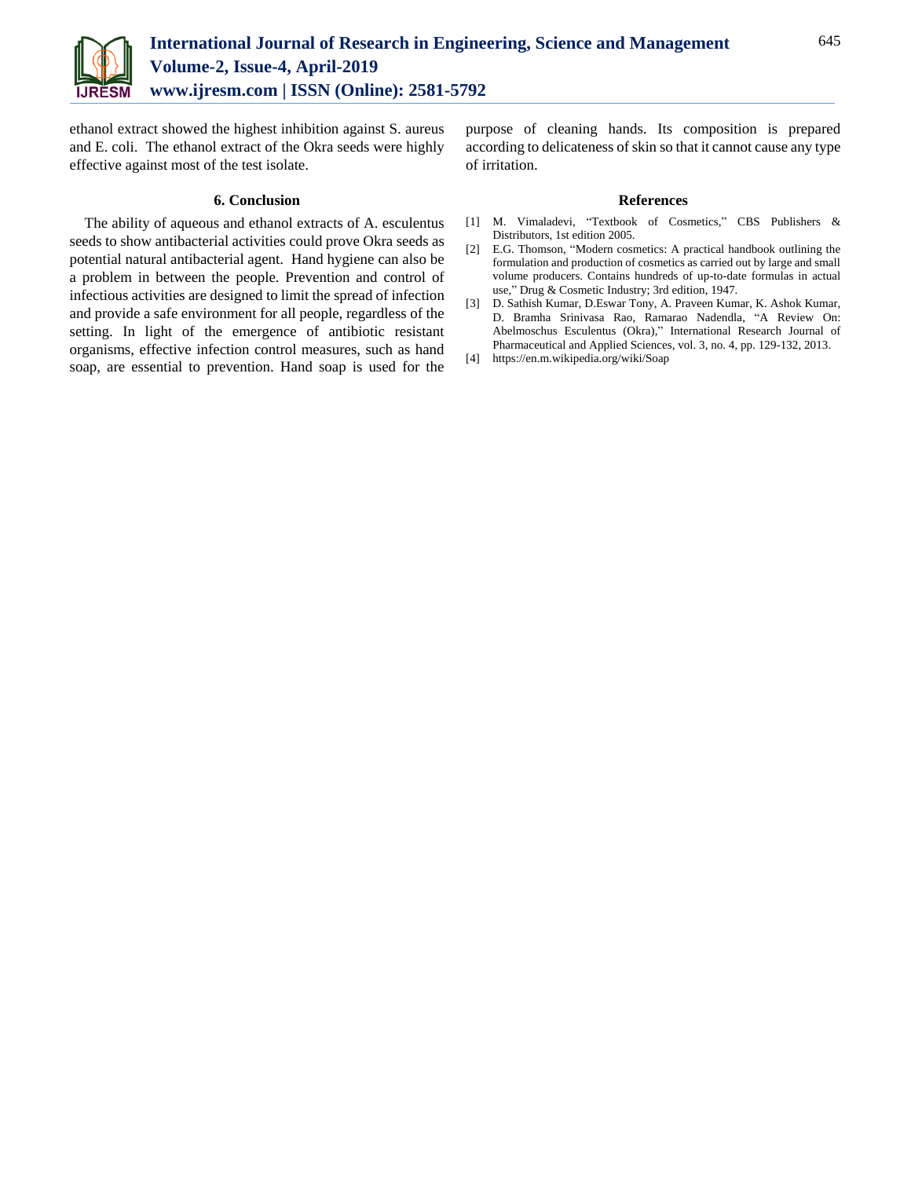ethanol extract showed the highest inhibition against S. aureus and E. coli. The ethanol extract of the Okra seeds were highly effective against most of the test isolate.

## 6. Conclusion

The ability of aqueous and ethanol extracts of A. esculentus seeds to show antibacterial activities could prove Okra seeds as potential natural antibacterial agent. Hand hygiene can also be a problem in between the people. Prevention and control of infectious activities are designed to limit the spread of infection and provide a safe environment for all people, regardless of the setting. In light of the emergence of antibiotic resistant organisms, effective infection control measures, such as hand soap, are essential to prevention. Hand soap is used for the purpose of cleaning hands. Its composition is prepared according to delicateness of skin so that it cannot cause any type of irritation.

## References

[1] M. Vimaladevi, “Textbook of Cosmetics,” CBS Publishers & Distributors, 1st edition 2005.

[2] E.G. Thomson, “Modern cosmetics: A practical handbook outlining the formulation and production of cosmetics as carried out by large and small volume producers. Contains hundreds of up-to-date formulas in actual use,” Drug & Cosmetic Industry; 3rd edition, 1947.

[3] D. Sathish Kumar, D.Eswar Tony, A. Praveen Kumar, K. Ashok Kumar, D. Bramha Srinivasa Rao, Ramarao Nadendla, “A Review On: Abelmoschus Esculentus (Okra),” International Research Journal of Pharmaceutical and Applied Sciences, vol. 3, no. 4, pp. 129-132, 2013.

[4] https://en.m.wikipedia.org/wiki/Soap